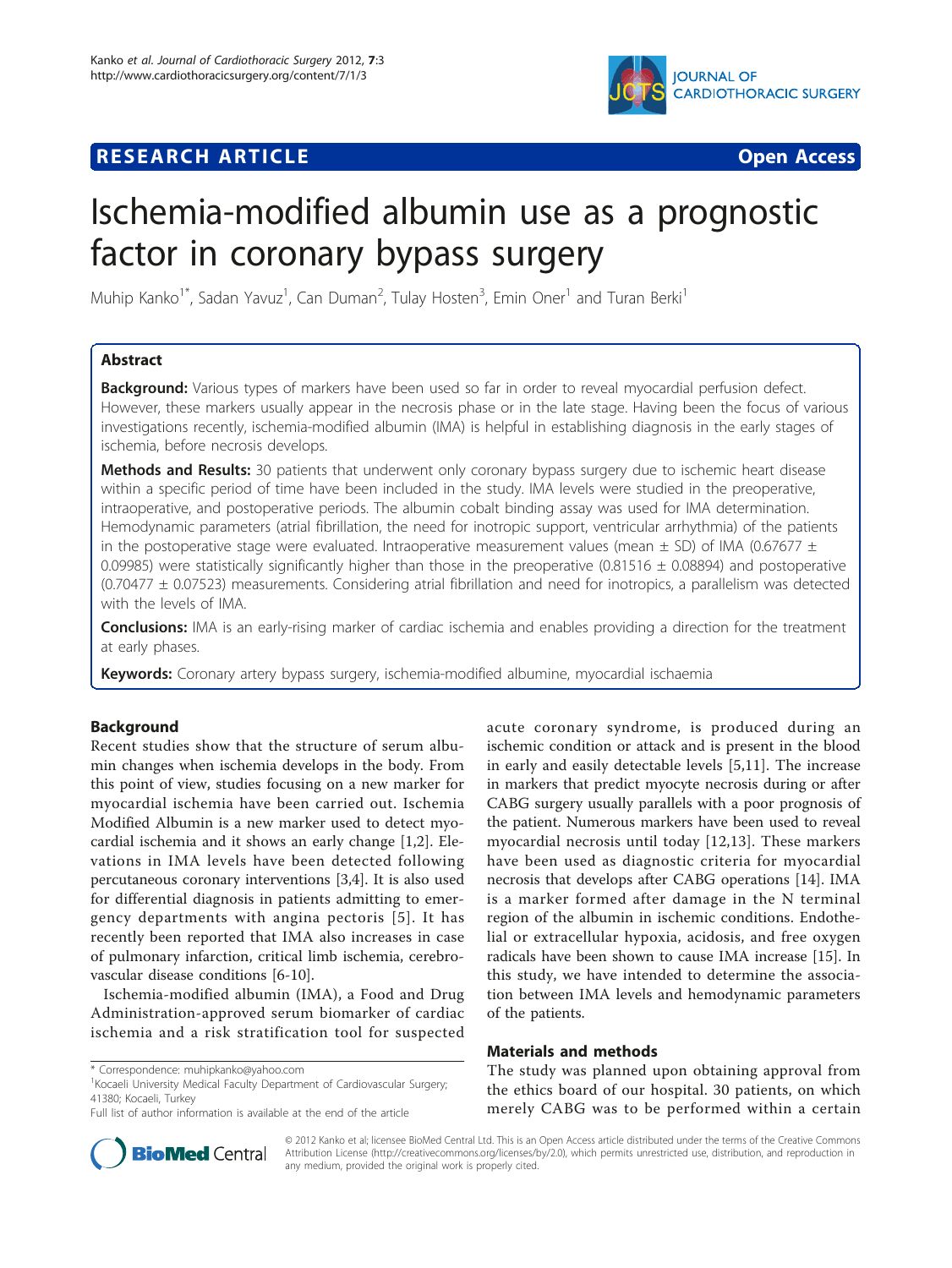RESEARCH ARTICLE

Open Access

# Ischemia-modified albumin use as a prognostic factor in coronary bypass surgery

Muhip Kanko[1*], Sadan Yavuz[1], Can Duman[2], Tulay Hosten[3], Emin Oner[1] and Turan Berki[1]

## Abstract

**Background:** Various types of markers have been used so far in order to reveal myocardial perfusion defect. However, these markers usually appear in the necrosis phase or in the late stage. Having been the focus of various investigations recently, ischemia-modified albumin (IMA) is helpful in establishing diagnosis in the early stages of ischemia, before necrosis develops.

**Methods and Results:** 30 patients that underwent only coronary bypass surgery due to ischemic heart disease within a specific period of time have been included in the study. IMA levels were studied in the preoperative, intraoperative, and postoperative periods. The albumin cobalt binding assay was used for IMA determination. Hemodynamic parameters (atrial fibrillation, the need for inotropic support, ventricular arrhythmia) of the patients in the postoperative stage were evaluated. Intraoperative measurement values (mean ± SD) of IMA (0.67677 ± 0.09985) were statistically significantly higher than those in the preoperative (0.81516 ± 0.08894) and postoperative (0.70477 ± 0.07523) measurements. Considering atrial fibrillation and need for inotropics, a parallelism was detected with the levels of IMA.

**Conclusions:** IMA is an early-rising marker of cardiac ischemia and enables providing a direction for the treatment at early phases.

**Keywords:** Coronary artery bypass surgery, ischemia-modified albumine, myocardial ischaemia

## Background

Recent studies show that the structure of serum albumin changes when ischemia develops in the body. From this point of view, studies focusing on a new marker for myocardial ischemia have been carried out. Ischemia Modified Albumin is a new marker used to detect myocardial ischemia and it shows an early change [1,2]. Elevations in IMA levels have been detected following percutaneous coronary interventions [3,4]. It is also used for differential diagnosis in patients admitting to emergency departments with angina pectoris [5]. It has recently been reported that IMA also increases in case of pulmonary infarction, critical limb ischemia, cerebrovascular disease conditions [6-10].

Ischemia-modified albumin (IMA), a Food and Drug Administration-approved serum biomarker of cardiac ischemia and a risk stratification tool for suspected acute coronary syndrome, is produced during an ischemic condition or attack and is present in the blood in early and easily detectable levels [5,11]. The increase in markers that predict myocyte necrosis during or after CABG surgery usually parallels with a poor prognosis of the patient. Numerous markers have been used to reveal myocardial necrosis until today [12,13]. These markers have been used as diagnostic criteria for myocardial necrosis that develops after CABG operations [14]. IMA is a marker formed after damage in the N terminal region of the albumin in ischemic conditions. Endothelial or extracellular hypoxia, acidosis, and free oxygen radicals have been shown to cause IMA increase [15]. In this study, we have intended to determine the association between IMA levels and hemodynamic parameters of the patients.

## Materials and methods

The study was planned upon obtaining approval from the ethics board of our hospital. 30 patients, on which merely CABG was to be performed within a certain

\* Correspondence: muhipkanko@yahoo.com
[1]Kocaeli University Medical Faculty Department of Cardiovascular Surgery; 41380; Kocaeli, Turkey
Full list of author information is available at the end of the article

© 2012 Kanko et al; licensee BioMed Central Ltd. This is an Open Access article distributed under the terms of the Creative Commons Attribution License (http://creativecommons.org/licenses/by/2.0), which permits unrestricted use, distribution, and reproduction in any medium, provided the original work is properly cited.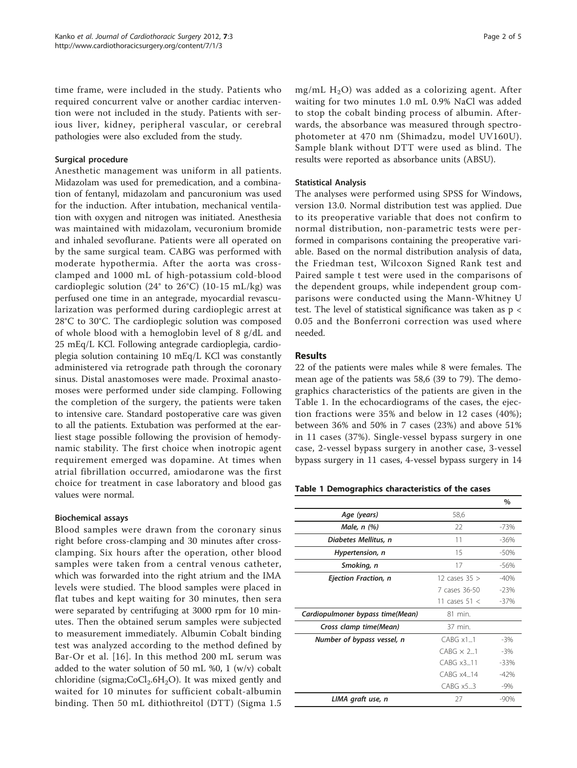time frame, were included in the study. Patients who required concurrent valve or another cardiac intervention were not included in the study. Patients with serious liver, kidney, peripheral vascular, or cerebral pathologies were also excluded from the study.

### Surgical procedure

Anesthetic management was uniform in all patients. Midazolam was used for premedication, and a combination of fentanyl, midazolam and pancuronium was used for the induction. After intubation, mechanical ventilation with oxygen and nitrogen was initiated. Anesthesia was maintained with midazolam, vecuronium bromide and inhaled sevoflurane. Patients were all operated on by the same surgical team. CABG was performed with moderate hypothermia. After the aorta was cross-clamped and 1000 mL of high-potassium cold-blood cardioplegic solution (24° to 26°C) (10-15 mL/kg) was perfused one time in an antegrade, myocardial revascularization was performed during cardioplegic arrest at 28°C to 30°C. The cardioplegic solution was composed of whole blood with a hemoglobin level of 8 g/dL and 25 mEq/L KCl. Following antegrade cardioplegia, cardioplegia solution containing 10 mEq/L KCl was constantly administered via retrograde path through the coronary sinus. Distal anastomoses were made. Proximal anastomoses were performed under side clamping. Following the completion of the surgery, the patients were taken to intensive care. Standard postoperative care was given to all the patients. Extubation was performed at the earliest stage possible following the provision of hemodynamic stability. The first choice when inotropic agent requirement emerged was dopamine. At times when atrial fibrillation occurred, amiodarone was the first choice for treatment in case laboratory and blood gas values were normal.

### Biochemical assays

Blood samples were drawn from the coronary sinus right before cross-clamping and 30 minutes after cross-clamping. Six hours after the operation, other blood samples were taken from a central venous catheter, which was forwarded into the right atrium and the IMA levels were studied. The blood samples were placed in flat tubes and kept waiting for 30 minutes, then sera were separated by centrifuging at 3000 rpm for 10 minutes. Then the obtained serum samples were subjected to measurement immediately. Albumin Cobalt binding test was analyzed according to the method defined by Bar-Or et al. [16]. In this method 200 mL serum was added to the water solution of 50 mL %0, 1 (w/v) cobalt chloridine (sigma;$CoCl_2.6H_2O$). It was mixed gently and waited for 10 minutes for sufficient cobalt-albumin binding. Then 50 mL dithiothreitol (DTT) (Sigma 1.5 mg/mL $H_2O$) was added as a colorizing agent. After waiting for two minutes 1.0 mL 0.9% NaCl was added to stop the cobalt binding process of albumin. Afterwards, the absorbance was measured through spectrophotometer at 470 nm (Shimadzu, model UV160U). Sample blank without DTT were used as blind. The results were reported as absorbance units (ABSU).

### Statistical Analysis

The analyses were performed using SPSS for Windows, version 13.0. Normal distribution test was applied. Due to its preoperative variable that does not confirm to normal distribution, non-parametric tests were performed in comparisons containing the preoperative variable. Based on the normal distribution analysis of data, the Friedman test, Wilcoxon Signed Rank test and Paired sample t test were used in the comparisons of the dependent groups, while independent group comparisons were conducted using the Mann-Whitney U test. The level of statistical significance was taken as $p < 0.05$ and the Bonferroni correction was used where needed.

## Results

22 of the patients were males while 8 were females. The mean age of the patients was 58,6 (39 to 79). The demographics characteristics of the patients are given in the Table 1. In the echocardiograms of the cases, the ejection fractions were 35% and below in 12 cases (40%); between 36% and 50% in 7 cases (23%) and above 51% in 11 cases (37%). Single-vessel bypass surgery in one case, 2-vessel bypass surgery in another case, 3-vessel bypass surgery in 11 cases, 4-vessel bypass surgery in 14

**Table 1 Demographics characteristics of the cases**

| | | % |
|---|---|---|
| *Age (years)* | 58,6 | |
| *Male, n (%)* | 22 | -73% |
| *Diabetes Mellitus, n* | 11 | -36% |
| *Hypertension, n* | 15 | -50% |
| *Smoking, n* | 17 | -56% |
| *Ejection Fraction, n* | 12 cases 35 > | -40% |
| | 7 cases 36-50 | -23% |
| | 11 cases 51 < | -37% |
| *Cardiopulmoner bypass time(Mean)* | 81 min. | |
| *Cross clamp time(Mean)* | 37 min. | |
| *Number of bypass vessel, n* | CABG x1...1 | -3% |
| | CABG × 2...1 | -3% |
| | CABG x3...11 | -33% |
| | CABG x4...14 | -42% |
| | CABG x5...3 | -9% |
| *LIMA graft use, n* | 27 | -90% |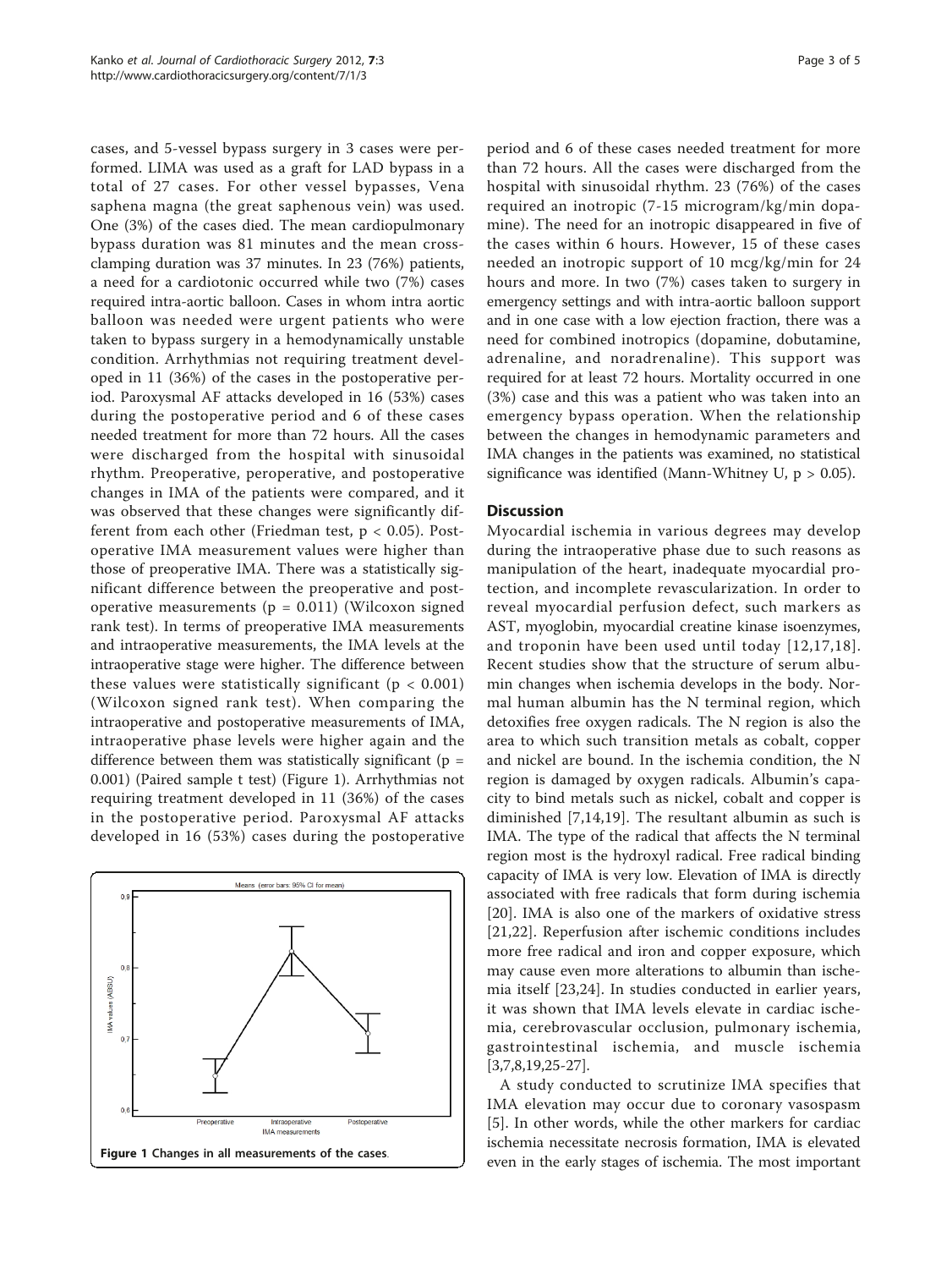cases, and 5-vessel bypass surgery in 3 cases were performed. LIMA was used as a graft for LAD bypass in a total of 27 cases. For other vessel bypasses, Vena saphena magna (the great saphenous vein) was used. One (3%) of the cases died. The mean cardiopulmonary bypass duration was 81 minutes and the mean cross-clamping duration was 37 minutes. In 23 (76%) patients, a need for a cardiotonic occurred while two (7%) cases required intra-aortic balloon. Cases in whom intra aortic balloon was needed were urgent patients who were taken to bypass surgery in a hemodynamically unstable condition. Arrhythmias not requiring treatment developed in 11 (36%) of the cases in the postoperative period. Paroxysmal AF attacks developed in 16 (53%) cases during the postoperative period and 6 of these cases needed treatment for more than 72 hours. All the cases were discharged from the hospital with sinusoidal rhythm. Preoperative, peroperative, and postoperative changes in IMA of the patients were compared, and it was observed that these changes were significantly different from each other (Friedman test, $p < 0.05$). Postoperative IMA measurement values were higher than those of preoperative IMA. There was a statistically significant difference between the preoperative and postoperative measurements ($p = 0.011$) (Wilcoxon signed rank test). In terms of preoperative IMA measurements and intraoperative measurements, the IMA levels at the intraoperative stage were higher. The difference between these values were statistically significant ($p < 0.001$) (Wilcoxon signed rank test). When comparing the intraoperative and postoperative measurements of IMA, intraoperative phase levels were higher again and the difference between them was statistically significant ($p = 0.001$) (Paired sample t test) (Figure 1). Arrhythmias not requiring treatment developed in 11 (36%) of the cases in the postoperative period. Paroxysmal AF attacks developed in 16 (53%) cases during the postoperative period and 6 of these cases needed treatment for more than 72 hours. All the cases were discharged from the hospital with sinusoidal rhythm. 23 (76%) of the cases required an inotropic (7-15 microgram/kg/min dopamine). The need for an inotropic disappeared in five of the cases within 6 hours. However, 15 of these cases needed an inotropic support of 10 mcg/kg/min for 24 hours and more. In two (7%) cases taken to surgery in emergency settings and with intra-aortic balloon support and in one case with a low ejection fraction, there was a need for combined inotropics (dopamine, dobutamine, adrenaline, and noradrenaline). This support was required for at least 72 hours. Mortality occurred in one (3%) case and this was a patient who was taken into an emergency bypass operation. When the relationship between the changes in hemodynamic parameters and IMA changes in the patients was examined, no statistical significance was identified (Mann-Whitney U, $p > 0.05$).

Figure 1 Changes in all measurements of the cases.

## Discussion

Myocardial ischemia in various degrees may develop during the intraoperative phase due to such reasons as manipulation of the heart, inadequate myocardial protection, and incomplete revascularization. In order to reveal myocardial perfusion defect, such markers as AST, myoglobin, myocardial creatine kinase isoenzymes, and troponin have been used until today [12,17,18]. Recent studies show that the structure of serum albumin changes when ischemia develops in the body. Normal human albumin has the N terminal region, which detoxifies free oxygen radicals. The N region is also the area to which such transition metals as cobalt, copper and nickel are bound. In the ischemia condition, the N region is damaged by oxygen radicals. Albumin's capacity to bind metals such as nickel, cobalt and copper is diminished [7,14,19]. The resultant albumin as such is IMA. The type of the radical that affects the N terminal region most is the hydroxyl radical. Free radical binding capacity of IMA is very low. Elevation of IMA is directly associated with free radicals that form during ischemia [20]. IMA is also one of the markers of oxidative stress [21,22]. Reperfusion after ischemic conditions includes more free radical and iron and copper exposure, which may cause even more alterations to albumin than ischemia itself [23,24]. In studies conducted in earlier years, it was shown that IMA levels elevate in cardiac ischemia, cerebrovascular occlusion, pulmonary ischemia, gastrointestinal ischemia, and muscle ischemia [3,7,8,19,25-27].

A study conducted to scrutinize IMA specifies that IMA elevation may occur due to coronary vasospasm [5]. In other words, while the other markers for cardiac ischemia necessitate necrosis formation, IMA is elevated even in the early stages of ischemia. The most important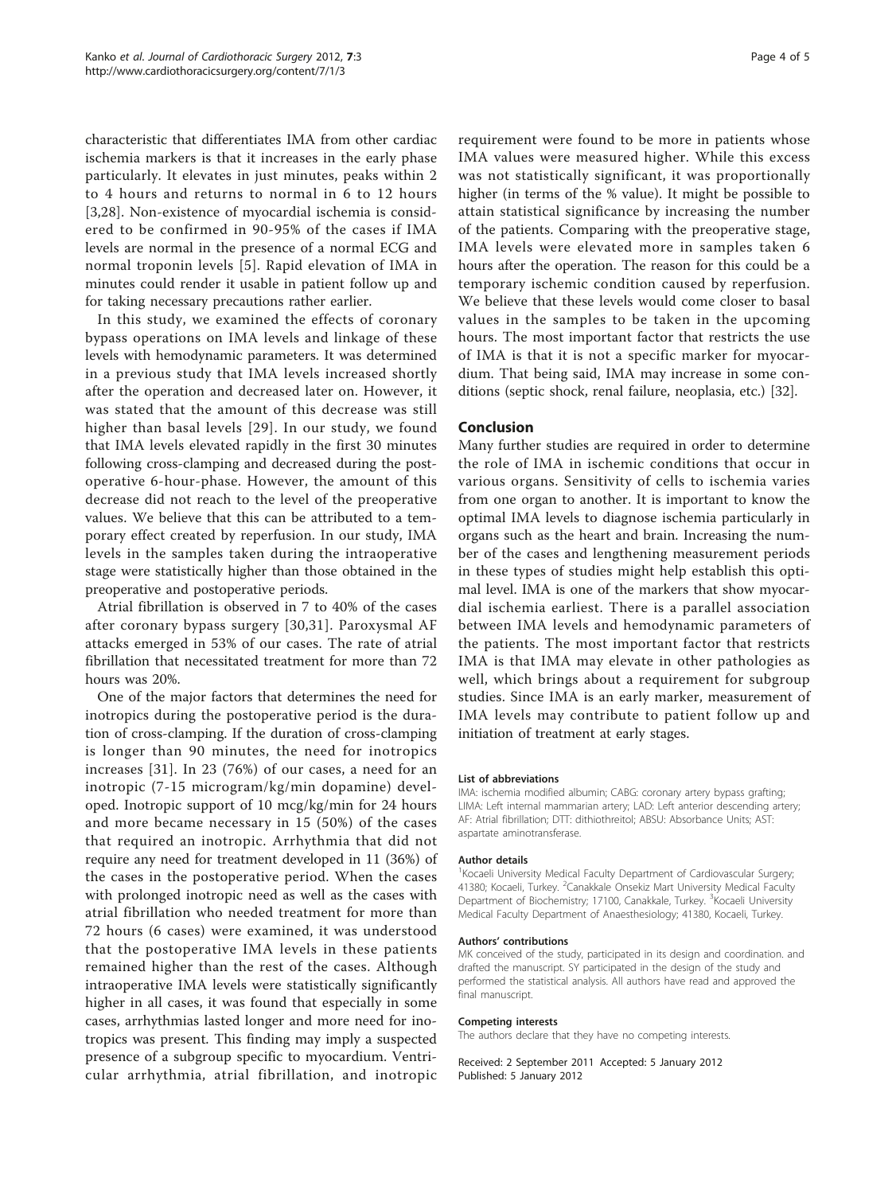characteristic that differentiates IMA from other cardiac ischemia markers is that it increases in the early phase particularly. It elevates in just minutes, peaks within 2 to 4 hours and returns to normal in 6 to 12 hours [3,28]. Non-existence of myocardial ischemia is considered to be confirmed in 90-95% of the cases if IMA levels are normal in the presence of a normal ECG and normal troponin levels [5]. Rapid elevation of IMA in minutes could render it usable in patient follow up and for taking necessary precautions rather earlier.

In this study, we examined the effects of coronary bypass operations on IMA levels and linkage of these levels with hemodynamic parameters. It was determined in a previous study that IMA levels increased shortly after the operation and decreased later on. However, it was stated that the amount of this decrease was still higher than basal levels [29]. In our study, we found that IMA levels elevated rapidly in the first 30 minutes following cross-clamping and decreased during the postoperative 6-hour-phase. However, the amount of this decrease did not reach to the level of the preoperative values. We believe that this can be attributed to a temporary effect created by reperfusion. In our study, IMA levels in the samples taken during the intraoperative stage were statistically higher than those obtained in the preoperative and postoperative periods.

Atrial fibrillation is observed in 7 to 40% of the cases after coronary bypass surgery [30,31]. Paroxysmal AF attacks emerged in 53% of our cases. The rate of atrial fibrillation that necessitated treatment for more than 72 hours was 20%.

One of the major factors that determines the need for inotropics during the postoperative period is the duration of cross-clamping. If the duration of cross-clamping is longer than 90 minutes, the need for inotropics increases [31]. In 23 (76%) of our cases, a need for an inotropic (7-15 microgram/kg/min dopamine) developed. Inotropic support of 10 mcg/kg/min for 24 hours and more became necessary in 15 (50%) of the cases that required an inotropic. Arrhythmia that did not require any need for treatment developed in 11 (36%) of the cases in the postoperative period. When the cases with prolonged inotropic need as well as the cases with atrial fibrillation who needed treatment for more than 72 hours (6 cases) were examined, it was understood that the postoperative IMA levels in these patients remained higher than the rest of the cases. Although intraoperative IMA levels were statistically significantly higher in all cases, it was found that especially in some cases, arrhythmias lasted longer and more need for inotropics was present. This finding may imply a suspected presence of a subgroup specific to myocardium. Ventricular arrhythmia, atrial fibrillation, and inotropic requirement were found to be more in patients whose IMA values were measured higher. While this excess was not statistically significant, it was proportionally higher (in terms of the % value). It might be possible to attain statistical significance by increasing the number of the patients. Comparing with the preoperative stage, IMA levels were elevated more in samples taken 6 hours after the operation. The reason for this could be a temporary ischemic condition caused by reperfusion. We believe that these levels would come closer to basal values in the samples to be taken in the upcoming hours. The most important factor that restricts the use of IMA is that it is not a specific marker for myocardium. That being said, IMA may increase in some conditions (septic shock, renal failure, neoplasia, etc.) [32].

## Conclusion

Many further studies are required in order to determine the role of IMA in ischemic conditions that occur in various organs. Sensitivity of cells to ischemia varies from one organ to another. It is important to know the optimal IMA levels to diagnose ischemia particularly in organs such as the heart and brain. Increasing the number of the cases and lengthening measurement periods in these types of studies might help establish this optimal level. IMA is one of the markers that show myocardial ischemia earliest. There is a parallel association between IMA levels and hemodynamic parameters of the patients. The most important factor that restricts IMA is that IMA may elevate in other pathologies as well, which brings about a requirement for subgroup studies. Since IMA is an early marker, measurement of IMA levels may contribute to patient follow up and initiation of treatment at early stages.

#### List of abbreviations

IMA: ischemia modified albumin; CABG: coronary artery bypass grafting; LIMA: Left internal mammarian artery; LAD: Left anterior descending artery; AF: Atrial fibrillation; DTT: dithiothreitol; ABSU: Absorbance Units; AST: aspartate aminotransferase.

#### Author details

[1]Kocaeli University Medical Faculty Department of Cardiovascular Surgery; 41380; Kocaeli, Turkey. [2]Canakkale Onsekiz Mart University Medical Faculty Department of Biochemistry; 17100, Canakkale, Turkey. [3]Kocaeli University Medical Faculty Department of Anaesthesiology; 41380, Kocaeli, Turkey.

#### Authors' contributions

MK conceived of the study, participated in its design and coordination. and drafted the manuscript. SY participated in the design of the study and performed the statistical analysis. All authors have read and approved the final manuscript.

#### Competing interests

The authors declare that they have no competing interests.

Received: 2 September 2011 Accepted: 5 January 2012
Published: 5 January 2012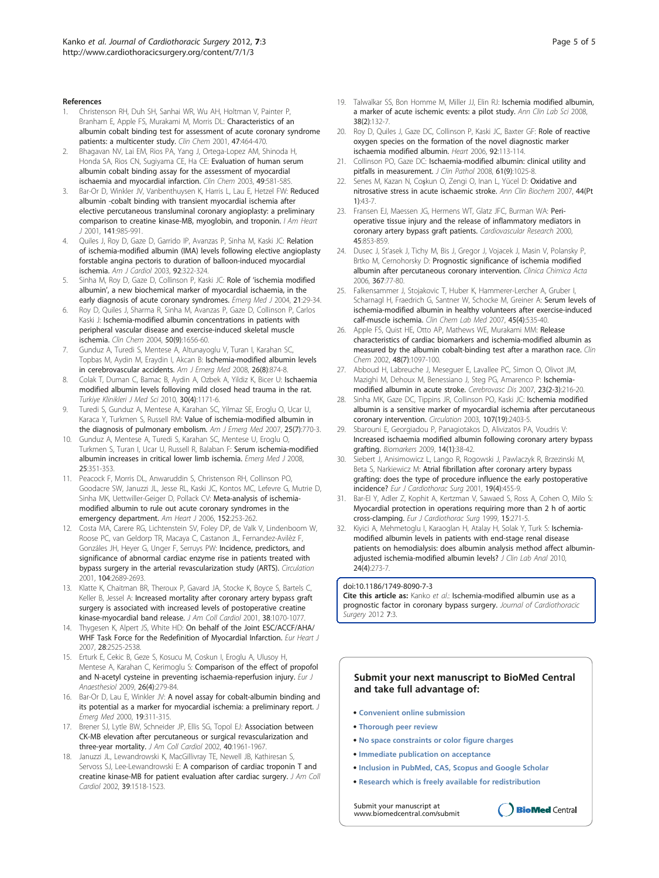## References

1. Christenson RH, Duh SH, Sanhai WR, Wu AH, Holtman V, Painter P, Branham E, Apple FS, Murakami M, Morris DL: **Characteristics of an albumin cobalt binding test for assessment of acute coronary syndrome patients: a multicenter study.** *Clin Chem* 2001, **47**:464-470.
2. Bhagavan NV, Lai EM, Rios PA, Yang J, Ortega-Lopez AM, Shinoda H, Honda SA, Rios CN, Sugiyama CE, Ha CE: **Evaluation of human serum albumin cobalt binding assay for the assessment of myocardial ischaemia and myocardial infarction.** *Clin Chem* 2003, **49**:581-585.
3. Bar-Or D, Winkler JV, Vanbenthuysen K, Harris L, Lau E, Hetzel FW: **Reduced albumin -cobalt binding with transient myocardial ischemia after elective percutaneous transluminal coronary angioplasty: a preliminary comparison to creatine kinase-MB, myoglobin, and troponin.** *I Am Heart J* 2001, **141**:985-991.
4. Quiles J, Roy D, Gaze D, Garrido IP, Avanzas P, Sinha M, Kaski JC: **Relation of ischemia-modified albumin (IMA) levels following elective angioplasty forstable angina pectoris to duration of balloon-induced myocardial ischemia.** *Am J Cardiol* 2003, **92**:322-324.
5. Sinha M, Roy D, Gaze D, Collinson P, Kaski JC: **Role of 'ischemia modified albumin', a new biochemical marker of myocardial ischaemia, in the early diagnosis of acute coronary syndromes.** *Emerg Med J* 2004, **21**:29-34.
6. Roy D, Quiles J, Sharma R, Sinha M, Avanzas P, Gaze D, Collinson P, Carlos Kaski J: **Ischemia-modified albumin concentrations in patients with peripheral vascular disease and exercise-induced skeletal muscle ischemia.** *Clin Chem* 2004, **50(9)**:1656-60.
7. Gunduz A, Turedi S, Mentese A, Altunayoglu V, Turan I, Karahan SC, Topbas M, Aydin M, Eraydin I, Akcan B: **Ischemia-modified albumin levels in cerebrovascular accidents.** *Am J Emerg Med* 2008, **26(8)**:874-8.
8. Colak T, Duman C, Bamac B, Aydin A, Ozbek A, Yildiz K, Bicer U: **Ischaemia modified albumin levels folloving mild closed head trauma in the rat.** *Turkiye Klinikleri J Med Sci* 2010, **30(4)**:1171-6.
9. Turedi S, Gunduz A, Mentese A, Karahan SC, Yilmaz SE, Eroglu O, Ucar U, Karaca Y, Turkmen S, Russell RM: **Value of ischemia-modified albumin in the diagnosis of pulmonary embolism.** *Am J Emerg Med* 2007, **25(7)**:770-3.
10. Gunduz A, Mentese A, Turedi S, Karahan SC, Mentese U, Eroglu O, Turkmen S, Turan I, Ucar U, Russell R, Balaban F: **Serum ischemia-modified albumin increases in critical lower limb ischemia.** *Emerg Med J* 2008, **25**:351-353.
11. Peacock F, Morris DL, Anwaruddin S, Christenson RH, Collinson PO, Goodacre SW, Januzzi JL, Jesse RL, Kaski JC, Kontos MC, Lefevre G, Mutrie D, Sinha MK, Uettwiller-Geiger D, Pollack CV: **Meta-analysis of ischemia-modified albumin to rule out acute coronary syndromes in the emergency department.** *Am Heart J* 2006, **152**:253-262.
12. Costa MA, Carere RG, Lichtenstein SV, Foley DP, de Valk V, Lindenboom W, Roose PC, van Geldorp TR, Macaya C, Castanon JL, Fernandez-Avilèz F, Gonzáles JH, Heyer G, Unger F, Serruys PW: **Incidence, predictors, and significance of abnormal cardiac enzyme rise in patients treated with bypass surgery in the arterial revascularization study (ARTS).** *Circulation* 2001, **104**:2689-2693.
13. Klatte K, Chaitman BR, Theroux P, Gavard JA, Stocke K, Boyce S, Bartels C, Keller B, Jessel A: **Increased mortality after coronary artery bypass graft surgery is associated with increased levels of postoperative creatine kinase-myocardial band release.** *J Am Coll Cardiol* 2001, **38**:1070-1077.
14. Thygesen K, Alpert JS, White HD: **On behalf of the Joint ESC/ACCF/AHA/WHF Task Force for the Redefinition of Myocardial Infarction.** *Eur Heart J* 2007, **28**:2525-2538.
15. Erturk E, Cekic B, Geze S, Kosucu M, Coskun I, Eroglu A, Ulusoy H, Mentese A, Karahan C, Kerimoglu S: **Comparison of the effect of propofol and N-acetyl cysteine in preventing ischaemia-reperfusion injury.** *Eur J Anaesthesiol* 2009, **26(4)**:279-84.
16. Bar-Or D, Lau E, Winkler JV: **A novel assay for cobalt-albumin binding and its potential as a marker for myocardial ischemia: a preliminary report.** *J Emerg Med* 2000, **19**:311-315.
17. Brener SJ, Lytle BW, Schneider JP, Ellis SG, Topol EJ: **Association between CK-MB elevation after percutaneous or surgical revascularization and three-year mortality.** *J Am Coll Cardiol* 2002, **40**:1961-1967.
18. Januzzi JL, Lewandrowski K, MacGillivray TE, Newell JB, Kathiresan S, Servoss SJ, Lee-Lewandrowski E: **A comparison of cardiac troponin T and creatine kinase-MB for patient evaluation after cardiac surgery.** *J Am Coll Cardiol* 2002, **39**:1518-1523.
19. Talwalkar SS, Bon Homme M, Miller JJ, Elin RJ: **Ischemia modified albumin, a marker of acute ischemic events: a pilot study.** *Ann Clin Lab Sci* 2008, **38(2)**:132-7.
20. Roy D, Quiles J, Gaze DC, Collinson P, Kaski JC, Baxter GF: **Role of reactive oxygen species on the formation of the novel diagnostic marker ischaemia modified albumin.** *Heart* 2006, **92**:113-114.
21. Collinson PO, Gaze DC: **Ischaemia-modified albumin: clinical utility and pitfalls in measurement.** *J Clin Pathol* 2008, **61(9)**:1025-8.
22. Senes M, Kazan N, Coşkun O, Zengi O, Inan L, Yücel D: **Oxidative and nitrosative stress in acute ischaemic stroke.** *Ann Clin Biochem* 2007, **44(Pt 1)**:43-7.
23. Fransen EJ, Maessen JG, Hermens WT, Glatz JFC, Burman WA: **Peri-operative tissue injury and the release of inflammatory mediators in coronary artery bypass graft patients.** *Cardiovascular Research* 2000, **45**:853-859.
24. Dusec J, St'asek J, Tichy M, Bis J, Gregor J, Vojacek J, Masin V, Polansky P, Brtko M, Cernohorsky D: **Prognostic significance of ischemia modified albumin after percutaneous coronary intervention.** *Clinica Chimica Acta* 2006, **367**:77-80.
25. Falkensammer J, Stojakovic T, Huber K, Hammerer-Lercher A, Gruber I, Scharnagl H, Fraedrich G, Santner W, Schocke M, Greiner A: **Serum levels of ischemia-modified albumin in healthy volunteers after exercise-induced calf-muscle ischemia.** *Clin Chem Lab Med* 2007, **45(4)**:535-40.
26. Apple FS, Quist HE, Otto AP, Mathews WE, Murakami MM: **Release characteristics of cardiac biomarkers and ischemia-modified albumin as measured by the albumin cobalt-binding test after a marathon race.** *Clin Chem* 2002, **48(7)**:1097-100.
27. Abboud H, Labreuche J, Meseguer E, Lavallee PC, Simon O, Olivot JM, Mazighi M, Dehoux M, Benessiano J, Steg PG, Amarenco P: **Ischemia-modified albumin in acute stroke.** *Cerebrovasc Dis* 2007, **23(2-3)**:216-20.
28. Sinha MK, Gaze DC, Tippins JR, Collinson PO, Kaski JC: **Ischemia modified albumin is a sensitive marker of myocardial ischemia after percutaneous coronary intervention.** *Circulation* 2003, **107(19)**:2403-5.
29. Sbarouni E, Georgiadou P, Panagiotakos D, Alivizatos PA, Voudris V: **Increased ischaemia modified albumin following coronary artery bypass grafting.** *Biomarkers* 2009, **14(1)**:38-42.
30. Siebert J, Anisimowicz L, Lango R, Rogowski J, Pawlaczyk R, Brzezinski M, Beta S, Narkiewicz M: **Atrial fibrillation after coronary artery bypass grafting: does the type of procedure influence the early postoperative incidence?** *Eur J Cardiothorac Surg* 2001, **19(4)**:455-9.
31. Bar-El Y, Adler Z, Kophit A, Kertzman V, Sawaed S, Ross A, Cohen O, Milo S: **Myocardial protection in operations requiring more than 2 h of aortic cross-clamping.** *Eur J Cardiothorac Surg* 1999, **15**:271-5.
32. Kiyici A, Mehmetoglu I, Karaoglan H, Atalay H, Solak Y, Turk S: **Ischemia-modified albumin levels in patients with end-stage renal disease patients on hemodialysis: does albumin analysis method affect albumin-adjusted ischemia-modified albumin levels?** *J Clin Lab Anal* 2010, **24(4)**:273-7.

doi:10.1186/1749-8090-7-3

**Cite this article as:** Kanko *et al.*: Ischemia-modified albumin use as a prognostic factor in coronary bypass surgery. *Journal of Cardiothoracic Surgery* 2012 **7**:3.

**Submit your next manuscript to BioMed Central and take full advantage of:**

- Convenient online submission
- Thorough peer review
- No space constraints or color figure charges
- Immediate publication on acceptance
- Inclusion in PubMed, CAS, Scopus and Google Scholar
- Research which is freely available for redistribution

Submit your manuscript at www.biomedcentral.com/submit

BioMed Central